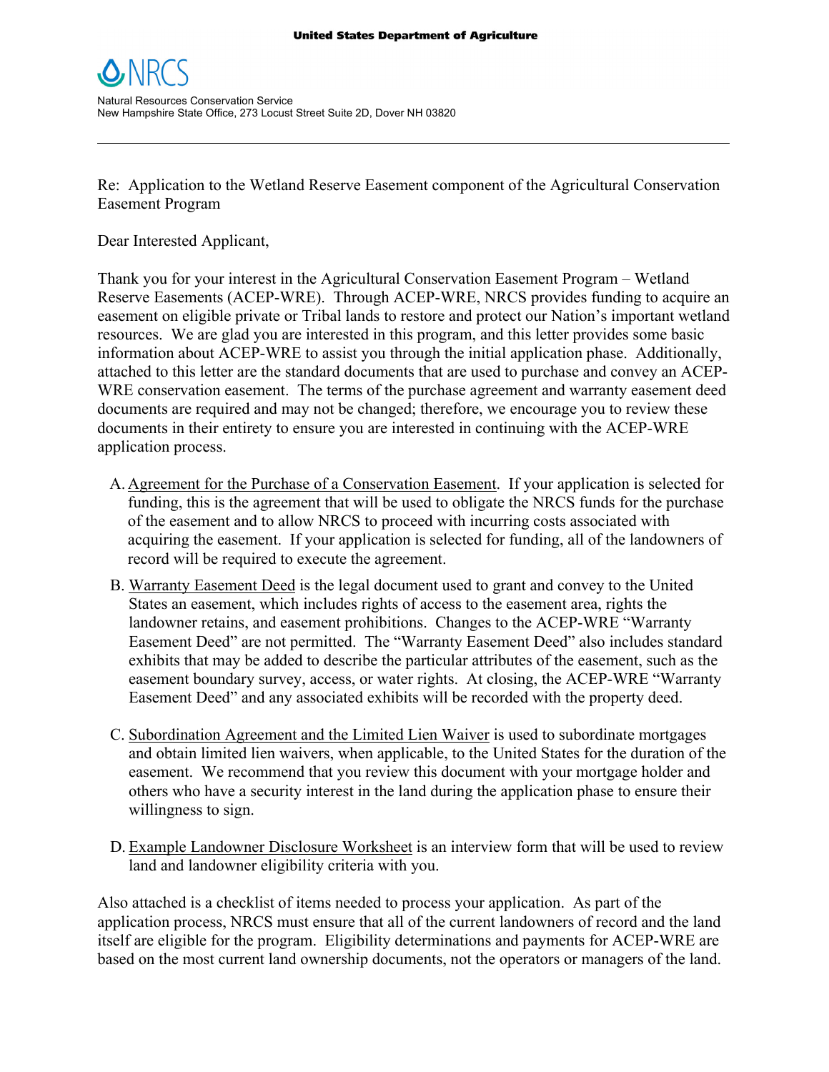**United States Department of Agriculture**

NRCS

Natural Resources Conservation Service
New Hampshire State Office, 273 Locust Street Suite 2D, Dover NH 03820

---

Re: Application to the Wetland Reserve Easement component of the Agricultural Conservation Easement Program

Dear Interested Applicant,

Thank you for your interest in the Agricultural Conservation Easement Program – Wetland Reserve Easements (ACEP-WRE). Through ACEP-WRE, NRCS provides funding to acquire an easement on eligible private or Tribal lands to restore and protect our Nation's important wetland resources. We are glad you are interested in this program, and this letter provides some basic information about ACEP-WRE to assist you through the initial application phase. Additionally, attached to this letter are the standard documents that are used to purchase and convey an ACEP-WRE conservation easement. The terms of the purchase agreement and warranty easement deed documents are required and may not be changed; therefore, we encourage you to review these documents in their entirety to ensure you are interested in continuing with the ACEP-WRE application process.

A. Agreement for the Purchase of a Conservation Easement. If your application is selected for funding, this is the agreement that will be used to obligate the NRCS funds for the purchase of the easement and to allow NRCS to proceed with incurring costs associated with acquiring the easement. If your application is selected for funding, all of the landowners of record will be required to execute the agreement.

B. Warranty Easement Deed is the legal document used to grant and convey to the United States an easement, which includes rights of access to the easement area, rights the landowner retains, and easement prohibitions. Changes to the ACEP-WRE "Warranty Easement Deed" are not permitted. The "Warranty Easement Deed" also includes standard exhibits that may be added to describe the particular attributes of the easement, such as the easement boundary survey, access, or water rights. At closing, the ACEP-WRE "Warranty Easement Deed" and any associated exhibits will be recorded with the property deed.

C. Subordination Agreement and the Limited Lien Waiver is used to subordinate mortgages and obtain limited lien waivers, when applicable, to the United States for the duration of the easement. We recommend that you review this document with your mortgage holder and others who have a security interest in the land during the application phase to ensure their willingness to sign.

D. Example Landowner Disclosure Worksheet is an interview form that will be used to review land and landowner eligibility criteria with you.

Also attached is a checklist of items needed to process your application. As part of the application process, NRCS must ensure that all of the current landowners of record and the land itself are eligible for the program. Eligibility determinations and payments for ACEP-WRE are based on the most current land ownership documents, not the operators or managers of the land.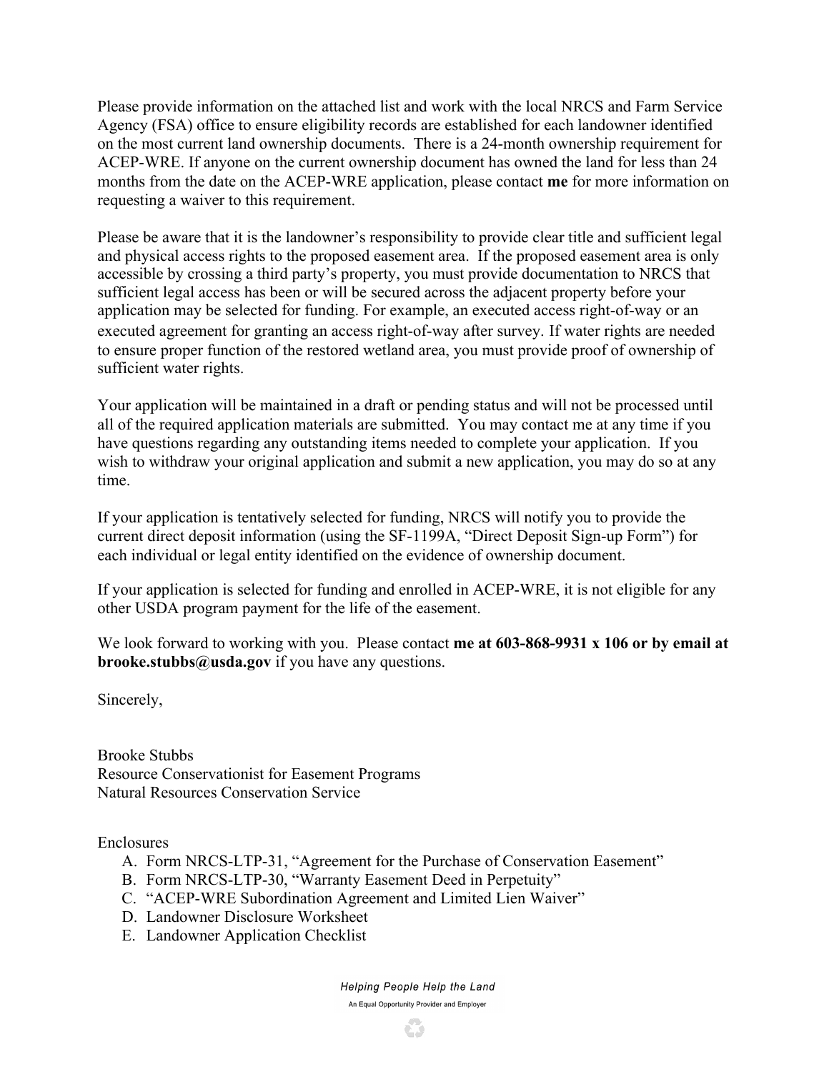Please provide information on the attached list and work with the local NRCS and Farm Service Agency (FSA) office to ensure eligibility records are established for each landowner identified on the most current land ownership documents. There is a 24-month ownership requirement for ACEP-WRE. If anyone on the current ownership document has owned the land for less than 24 months from the date on the ACEP-WRE application, please contact **me** for more information on requesting a waiver to this requirement.

Please be aware that it is the landowner's responsibility to provide clear title and sufficient legal and physical access rights to the proposed easement area. If the proposed easement area is only accessible by crossing a third party's property, you must provide documentation to NRCS that sufficient legal access has been or will be secured across the adjacent property before your application may be selected for funding. For example, an executed access right-of-way or an executed agreement for granting an access right-of-way after survey. If water rights are needed to ensure proper function of the restored wetland area, you must provide proof of ownership of sufficient water rights.

Your application will be maintained in a draft or pending status and will not be processed until all of the required application materials are submitted. You may contact me at any time if you have questions regarding any outstanding items needed to complete your application. If you wish to withdraw your original application and submit a new application, you may do so at any time.

If your application is tentatively selected for funding, NRCS will notify you to provide the current direct deposit information (using the SF-1199A, "Direct Deposit Sign-up Form") for each individual or legal entity identified on the evidence of ownership document.

If your application is selected for funding and enrolled in ACEP-WRE, it is not eligible for any other USDA program payment for the life of the easement.

We look forward to working with you. Please contact **me at 603-868-9931 x 106 or by email at brooke.stubbs@usda.gov** if you have any questions.

Sincerely,

Brooke Stubbs
Resource Conservationist for Easement Programs
Natural Resources Conservation Service

Enclosures

A. Form NRCS-LTP-31, "Agreement for the Purchase of Conservation Easement"
B. Form NRCS-LTP-30, "Warranty Easement Deed in Perpetuity"
C. "ACEP-WRE Subordination Agreement and Limited Lien Waiver"
D. Landowner Disclosure Worksheet
E. Landowner Application Checklist

*Helping People Help the Land*

An Equal Opportunity Provider and Employer